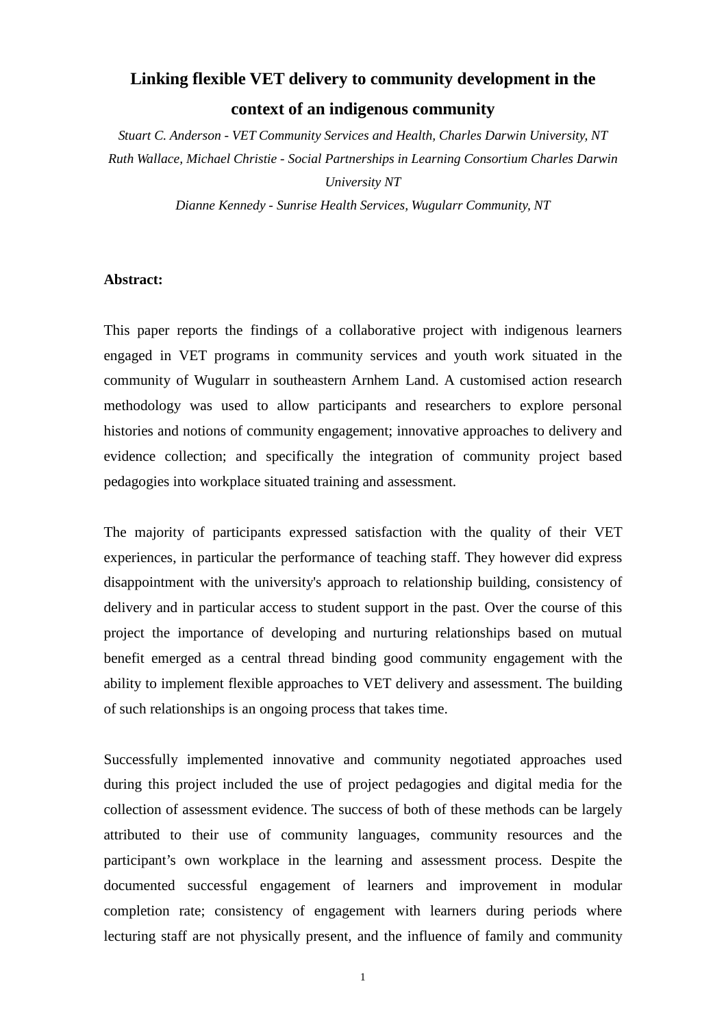# Linking flexible VET delivery to community development in the context of an indigenous community

*Stuart C. Anderson - VET Community Services and Health, Charles Darwin University, NT*

*Ruth Wallace, Michael Christie - Social Partnerships in Learning Consortium Charles Darwin University NT*

*Dianne Kennedy - Sunrise Health Services, Wugularr Community, NT*

**Abstract:**

This paper reports the findings of a collaborative project with indigenous learners engaged in VET programs in community services and youth work situated in the community of Wugularr in southeastern Arnhem Land. A customised action research methodology was used to allow participants and researchers to explore personal histories and notions of community engagement; innovative approaches to delivery and evidence collection; and specifically the integration of community project based pedagogies into workplace situated training and assessment.

The majority of participants expressed satisfaction with the quality of their VET experiences, in particular the performance of teaching staff. They however did express disappointment with the university's approach to relationship building, consistency of delivery and in particular access to student support in the past. Over the course of this project the importance of developing and nurturing relationships based on mutual benefit emerged as a central thread binding good community engagement with the ability to implement flexible approaches to VET delivery and assessment. The building of such relationships is an ongoing process that takes time.

Successfully implemented innovative and community negotiated approaches used during this project included the use of project pedagogies and digital media for the collection of assessment evidence. The success of both of these methods can be largely attributed to their use of community languages, community resources and the participant's own workplace in the learning and assessment process. Despite the documented successful engagement of learners and improvement in modular completion rate; consistency of engagement with learners during periods where lecturing staff are not physically present, and the influence of family and community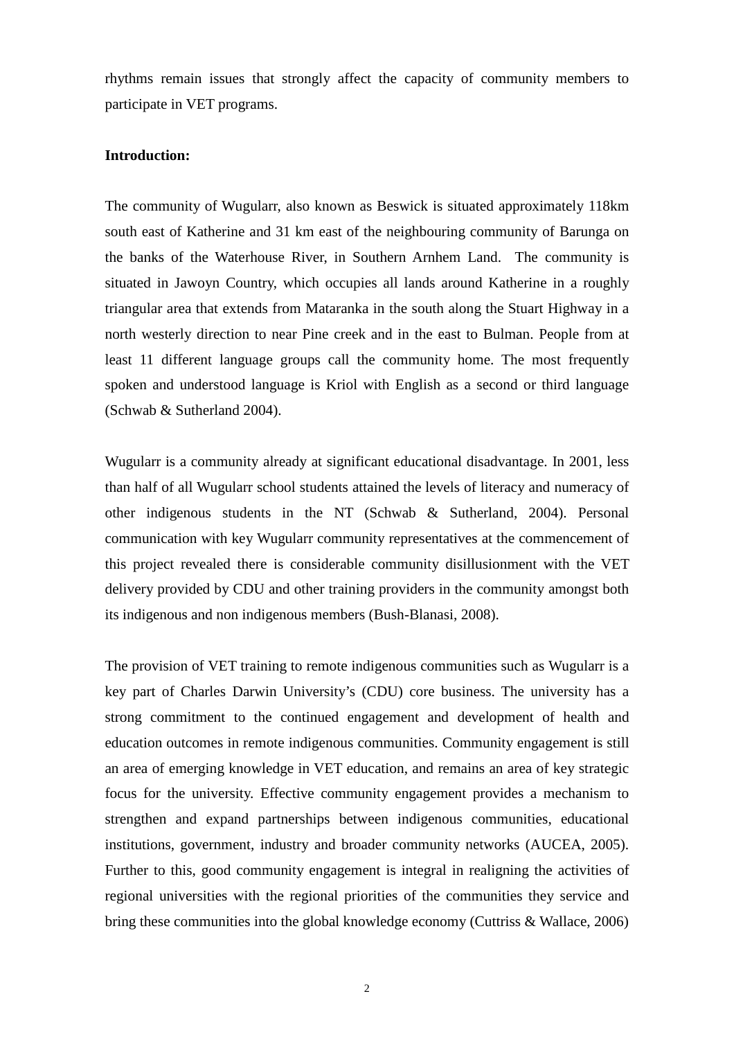rhythms remain issues that strongly affect the capacity of community members to participate in VET programs.

**Introduction:**

The community of Wugularr, also known as Beswick is situated approximately 118km south east of Katherine and 31 km east of the neighbouring community of Barunga on the banks of the Waterhouse River, in Southern Arnhem Land. The community is situated in Jawoyn Country, which occupies all lands around Katherine in a roughly triangular area that extends from Mataranka in the south along the Stuart Highway in a north westerly direction to near Pine creek and in the east to Bulman. People from at least 11 different language groups call the community home. The most frequently spoken and understood language is Kriol with English as a second or third language (Schwab & Sutherland 2004).

Wugularr is a community already at significant educational disadvantage. In 2001, less than half of all Wugularr school students attained the levels of literacy and numeracy of other indigenous students in the NT (Schwab & Sutherland, 2004). Personal communication with key Wugularr community representatives at the commencement of this project revealed there is considerable community disillusionment with the VET delivery provided by CDU and other training providers in the community amongst both its indigenous and non indigenous members (Bush-Blanasi, 2008).

The provision of VET training to remote indigenous communities such as Wugularr is a key part of Charles Darwin University's (CDU) core business. The university has a strong commitment to the continued engagement and development of health and education outcomes in remote indigenous communities. Community engagement is still an area of emerging knowledge in VET education, and remains an area of key strategic focus for the university. Effective community engagement provides a mechanism to strengthen and expand partnerships between indigenous communities, educational institutions, government, industry and broader community networks (AUCEA, 2005). Further to this, good community engagement is integral in realigning the activities of regional universities with the regional priorities of the communities they service and bring these communities into the global knowledge economy (Cuttriss & Wallace, 2006)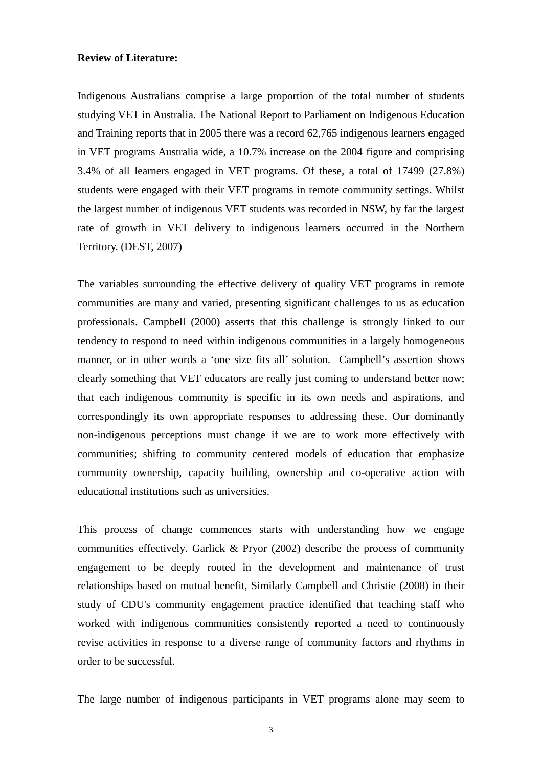**Review of Literature:**

Indigenous Australians comprise a large proportion of the total number of students studying VET in Australia. The National Report to Parliament on Indigenous Education and Training reports that in 2005 there was a record 62,765 indigenous learners engaged in VET programs Australia wide, a 10.7% increase on the 2004 figure and comprising 3.4% of all learners engaged in VET programs. Of these, a total of 17499 (27.8%) students were engaged with their VET programs in remote community settings. Whilst the largest number of indigenous VET students was recorded in NSW, by far the largest rate of growth in VET delivery to indigenous learners occurred in the Northern Territory. (DEST, 2007)

The variables surrounding the effective delivery of quality VET programs in remote communities are many and varied, presenting significant challenges to us as education professionals. Campbell (2000) asserts that this challenge is strongly linked to our tendency to respond to need within indigenous communities in a largely homogeneous manner, or in other words a 'one size fits all' solution.  Campbell's assertion shows clearly something that VET educators are really just coming to understand better now; that each indigenous community is specific in its own needs and aspirations, and correspondingly its own appropriate responses to addressing these. Our dominantly non-indigenous perceptions must change if we are to work more effectively with communities; shifting to community centered models of education that emphasize community ownership, capacity building, ownership and co-operative action with educational institutions such as universities.

This process of change commences starts with understanding how we engage communities effectively. Garlick & Pryor (2002) describe the process of community engagement to be deeply rooted in the development and maintenance of trust relationships based on mutual benefit, Similarly Campbell and Christie (2008) in their study of CDU's community engagement practice identified that teaching staff who worked with indigenous communities consistently reported a need to continuously revise activities in response to a diverse range of community factors and rhythms in order to be successful.

The large number of indigenous participants in VET programs alone may seem to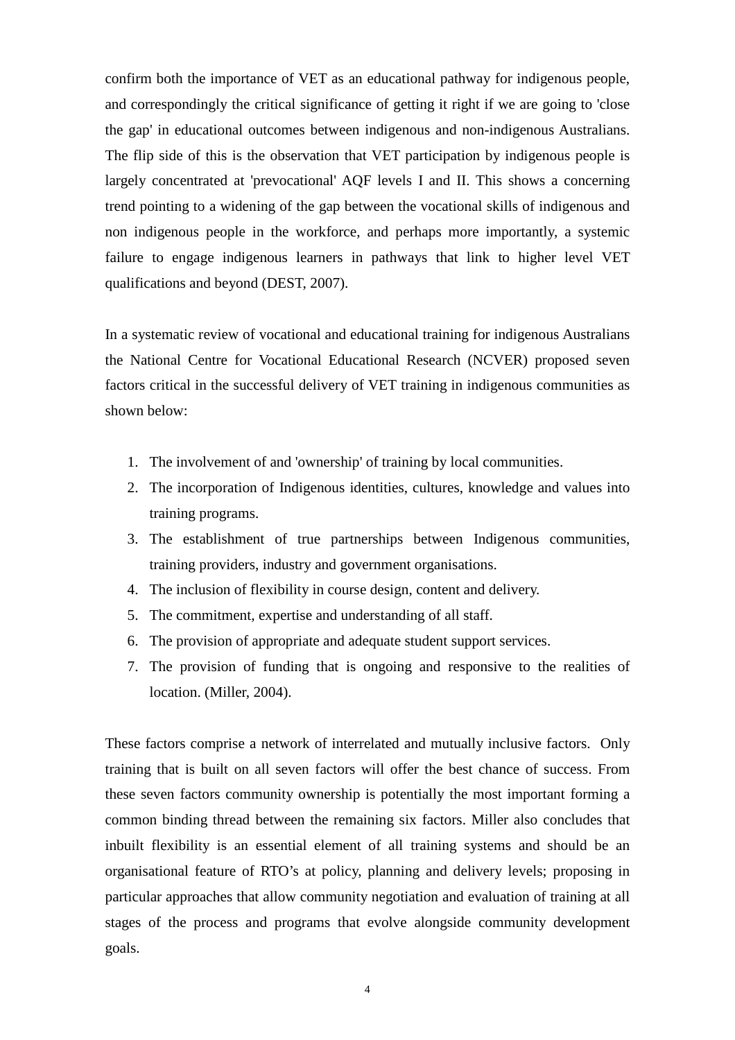confirm both the importance of VET as an educational pathway for indigenous people, and correspondingly the critical significance of getting it right if we are going to 'close the gap' in educational outcomes between indigenous and non-indigenous Australians. The flip side of this is the observation that VET participation by indigenous people is largely concentrated at 'prevocational' AQF levels I and II. This shows a concerning trend pointing to a widening of the gap between the vocational skills of indigenous and non indigenous people in the workforce, and perhaps more importantly, a systemic failure to engage indigenous learners in pathways that link to higher level VET qualifications and beyond (DEST, 2007).

In a systematic review of vocational and educational training for indigenous Australians the National Centre for Vocational Educational Research (NCVER) proposed seven factors critical in the successful delivery of VET training in indigenous communities as shown below:

1. The involvement of and 'ownership' of training by local communities.
2. The incorporation of Indigenous identities, cultures, knowledge and values into training programs.
3. The establishment of true partnerships between Indigenous communities, training providers, industry and government organisations.
4. The inclusion of flexibility in course design, content and delivery.
5. The commitment, expertise and understanding of all staff.
6. The provision of appropriate and adequate student support services.
7. The provision of funding that is ongoing and responsive to the realities of location. (Miller, 2004).

These factors comprise a network of interrelated and mutually inclusive factors. Only training that is built on all seven factors will offer the best chance of success. From these seven factors community ownership is potentially the most important forming a common binding thread between the remaining six factors. Miller also concludes that inbuilt flexibility is an essential element of all training systems and should be an organisational feature of RTO's at policy, planning and delivery levels; proposing in particular approaches that allow community negotiation and evaluation of training at all stages of the process and programs that evolve alongside community development goals.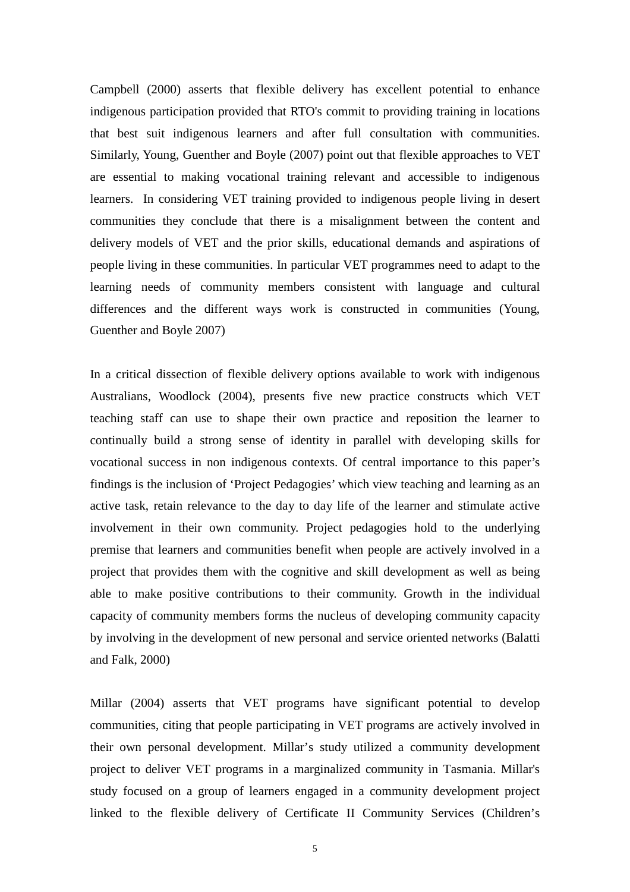Campbell (2000) asserts that flexible delivery has excellent potential to enhance indigenous participation provided that RTO's commit to providing training in locations that best suit indigenous learners and after full consultation with communities. Similarly, Young, Guenther and Boyle (2007) point out that flexible approaches to VET are essential to making vocational training relevant and accessible to indigenous learners. In considering VET training provided to indigenous people living in desert communities they conclude that there is a misalignment between the content and delivery models of VET and the prior skills, educational demands and aspirations of people living in these communities. In particular VET programmes need to adapt to the learning needs of community members consistent with language and cultural differences and the different ways work is constructed in communities (Young, Guenther and Boyle 2007)

In a critical dissection of flexible delivery options available to work with indigenous Australians, Woodlock (2004), presents five new practice constructs which VET teaching staff can use to shape their own practice and reposition the learner to continually build a strong sense of identity in parallel with developing skills for vocational success in non indigenous contexts. Of central importance to this paper's findings is the inclusion of 'Project Pedagogies' which view teaching and learning as an active task, retain relevance to the day to day life of the learner and stimulate active involvement in their own community. Project pedagogies hold to the underlying premise that learners and communities benefit when people are actively involved in a project that provides them with the cognitive and skill development as well as being able to make positive contributions to their community. Growth in the individual capacity of community members forms the nucleus of developing community capacity by involving in the development of new personal and service oriented networks (Balatti and Falk, 2000)

Millar (2004) asserts that VET programs have significant potential to develop communities, citing that people participating in VET programs are actively involved in their own personal development. Millar's study utilized a community development project to deliver VET programs in a marginalized community in Tasmania. Millar's study focused on a group of learners engaged in a community development project linked to the flexible delivery of Certificate II Community Services (Children's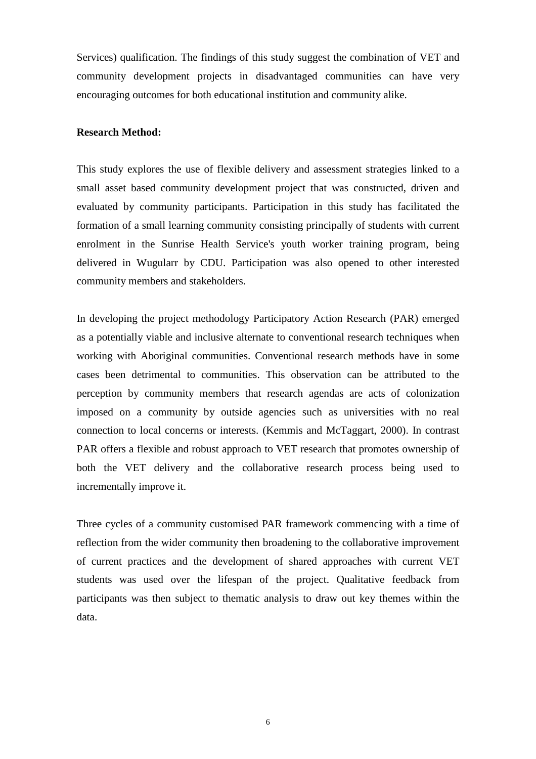Services) qualification. The findings of this study suggest the combination of VET and community development projects in disadvantaged communities can have very encouraging outcomes for both educational institution and community alike.

**Research Method:**

This study explores the use of flexible delivery and assessment strategies linked to a small asset based community development project that was constructed, driven and evaluated by community participants. Participation in this study has facilitated the formation of a small learning community consisting principally of students with current enrolment in the Sunrise Health Service's youth worker training program, being delivered in Wugularr by CDU. Participation was also opened to other interested community members and stakeholders.

In developing the project methodology Participatory Action Research (PAR) emerged as a potentially viable and inclusive alternate to conventional research techniques when working with Aboriginal communities. Conventional research methods have in some cases been detrimental to communities. This observation can be attributed to the perception by community members that research agendas are acts of colonization imposed on a community by outside agencies such as universities with no real connection to local concerns or interests. (Kemmis and McTaggart, 2000). In contrast PAR offers a flexible and robust approach to VET research that promotes ownership of both the VET delivery and the collaborative research process being used to incrementally improve it.

Three cycles of a community customised PAR framework commencing with a time of reflection from the wider community then broadening to the collaborative improvement of current practices and the development of shared approaches with current VET students was used over the lifespan of the project. Qualitative feedback from participants was then subject to thematic analysis to draw out key themes within the data.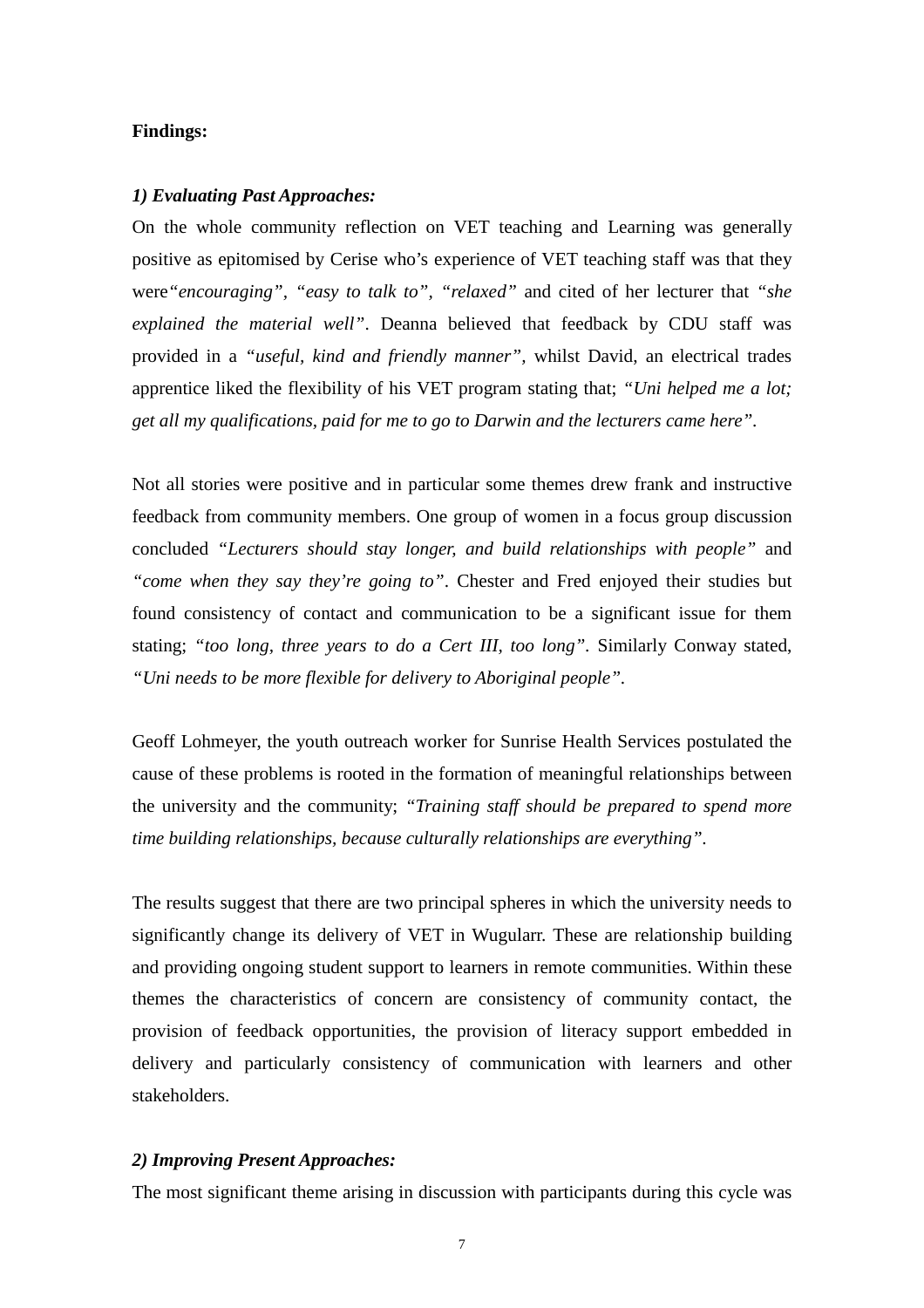**Findings:**

***1) Evaluating Past Approaches:***

On the whole community reflection on VET teaching and Learning was generally positive as epitomised by Cerise who's experience of VET teaching staff was that they were*"encouraging", "easy to talk to", "relaxed"* and cited of her lecturer that *"she explained the material well"*. Deanna believed that feedback by CDU staff was provided in a *"useful, kind and friendly manner"*, whilst David, an electrical trades apprentice liked the flexibility of his VET program stating that; *"Uni helped me a lot; get all my qualifications, paid for me to go to Darwin and the lecturers came here"*.

Not all stories were positive and in particular some themes drew frank and instructive feedback from community members. One group of women in a focus group discussion concluded *"Lecturers should stay longer, and build relationships with people"* and *"come when they say they're going to"*. Chester and Fred enjoyed their studies but found consistency of contact and communication to be a significant issue for them stating; *"too long, three years to do a Cert III, too long"*. Similarly Conway stated, *"Uni needs to be more flexible for delivery to Aboriginal people"*.

Geoff Lohmeyer, the youth outreach worker for Sunrise Health Services postulated the cause of these problems is rooted in the formation of meaningful relationships between the university and the community; *"Training staff should be prepared to spend more time building relationships, because culturally relationships are everything"*.

The results suggest that there are two principal spheres in which the university needs to significantly change its delivery of VET in Wugularr. These are relationship building and providing ongoing student support to learners in remote communities. Within these themes the characteristics of concern are consistency of community contact, the provision of feedback opportunities, the provision of literacy support embedded in delivery and particularly consistency of communication with learners and other stakeholders.

***2) Improving Present Approaches:***

The most significant theme arising in discussion with participants during this cycle was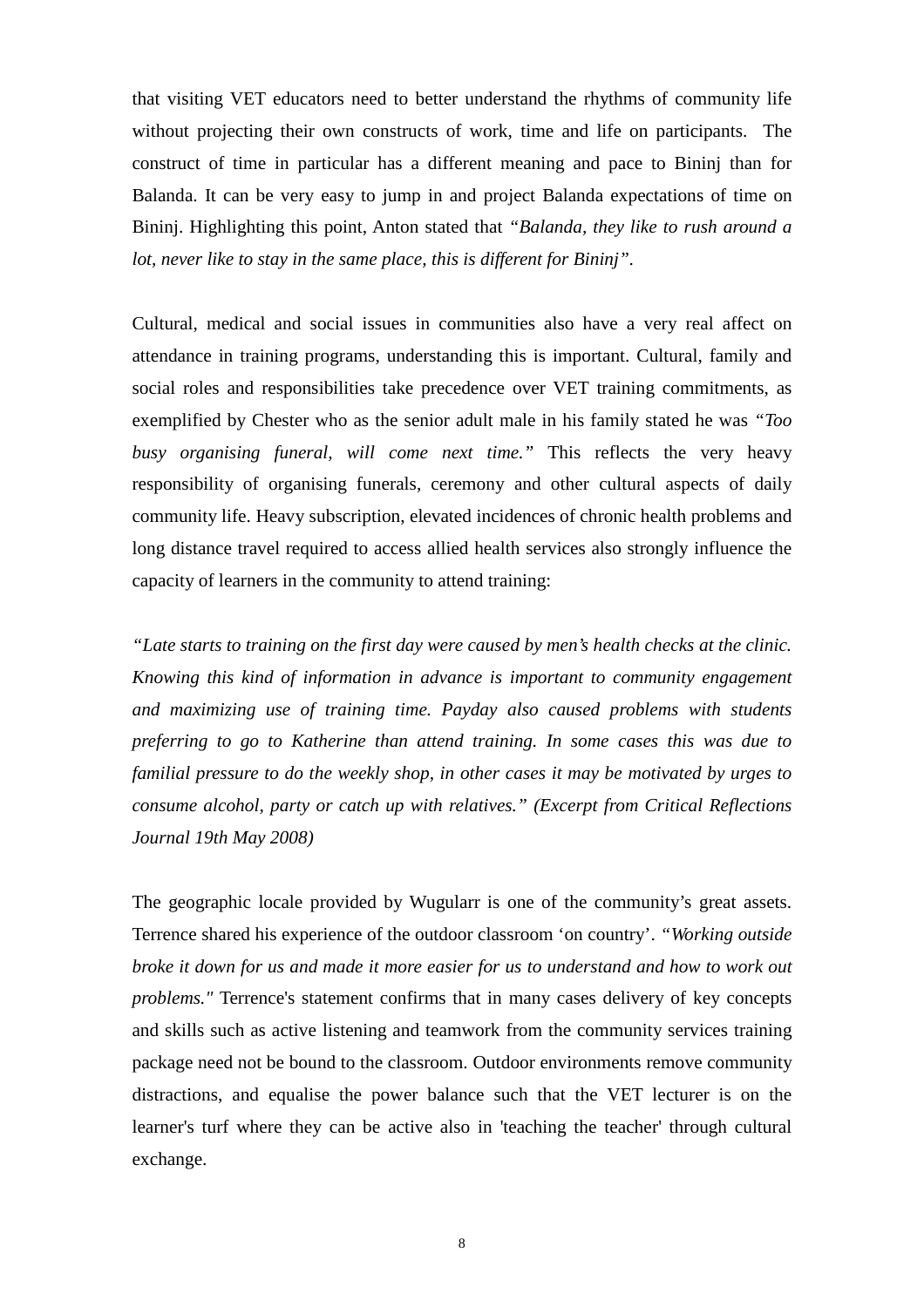that visiting VET educators need to better understand the rhythms of community life without projecting their own constructs of work, time and life on participants. The construct of time in particular has a different meaning and pace to Bininj than for Balanda. It can be very easy to jump in and project Balanda expectations of time on Bininj. Highlighting this point, Anton stated that *"Balanda, they like to rush around a lot, never like to stay in the same place, this is different for Bininj"*.

Cultural, medical and social issues in communities also have a very real affect on attendance in training programs, understanding this is important. Cultural, family and social roles and responsibilities take precedence over VET training commitments, as exemplified by Chester who as the senior adult male in his family stated he was *"Too busy organising funeral, will come next time."* This reflects the very heavy responsibility of organising funerals, ceremony and other cultural aspects of daily community life. Heavy subscription, elevated incidences of chronic health problems and long distance travel required to access allied health services also strongly influence the capacity of learners in the community to attend training:

*"Late starts to training on the first day were caused by men's health checks at the clinic. Knowing this kind of information in advance is important to community engagement and maximizing use of training time. Payday also caused problems with students preferring to go to Katherine than attend training. In some cases this was due to familial pressure to do the weekly shop, in other cases it may be motivated by urges to consume alcohol, party or catch up with relatives." (Excerpt from Critical Reflections Journal 19th May 2008)*

The geographic locale provided by Wugularr is one of the community's great assets. Terrence shared his experience of the outdoor classroom 'on country'. *"Working outside broke it down for us and made it more easier for us to understand and how to work out problems."* Terrence's statement confirms that in many cases delivery of key concepts and skills such as active listening and teamwork from the community services training package need not be bound to the classroom. Outdoor environments remove community distractions, and equalise the power balance such that the VET lecturer is on the learner's turf where they can be active also in 'teaching the teacher' through cultural exchange.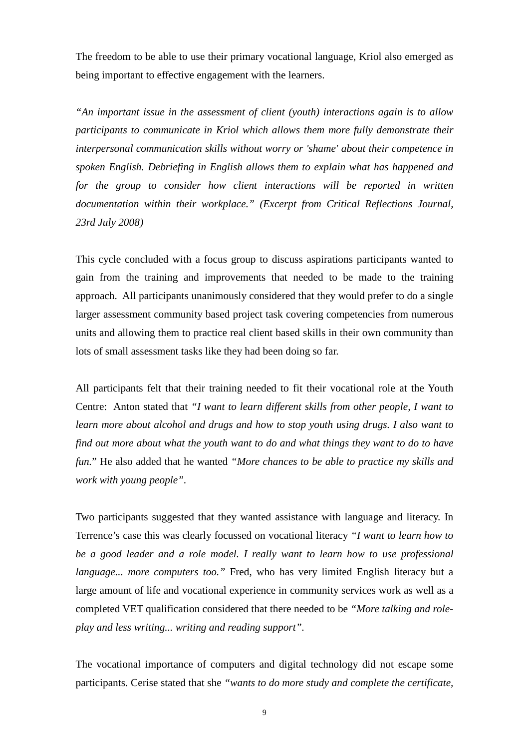The freedom to be able to use their primary vocational language, Kriol also emerged as being important to effective engagement with the learners.

*"An important issue in the assessment of client (youth) interactions again is to allow participants to communicate in Kriol which allows them more fully demonstrate their interpersonal communication skills without worry or 'shame' about their competence in spoken English. Debriefing in English allows them to explain what has happened and for the group to consider how client interactions will be reported in written documentation within their workplace." (Excerpt from Critical Reflections Journal, 23rd July 2008)*

This cycle concluded with a focus group to discuss aspirations participants wanted to gain from the training and improvements that needed to be made to the training approach. All participants unanimously considered that they would prefer to do a single larger assessment community based project task covering competencies from numerous units and allowing them to practice real client based skills in their own community than lots of small assessment tasks like they had been doing so far.

All participants felt that their training needed to fit their vocational role at the Youth Centre: Anton stated that *"I want to learn different skills from other people, I want to learn more about alcohol and drugs and how to stop youth using drugs. I also want to find out more about what the youth want to do and what things they want to do to have fun.*" He also added that he wanted *"More chances to be able to practice my skills and work with young people"*.

Two participants suggested that they wanted assistance with language and literacy. In Terrence's case this was clearly focussed on vocational literacy *"I want to learn how to be a good leader and a role model. I really want to learn how to use professional language... more computers too."* Fred, who has very limited English literacy but a large amount of life and vocational experience in community services work as well as a completed VET qualification considered that there needed to be *"More talking and role-play and less writing... writing and reading support"*.

The vocational importance of computers and digital technology did not escape some participants. Cerise stated that she *"wants to do more study and complete the certificate,*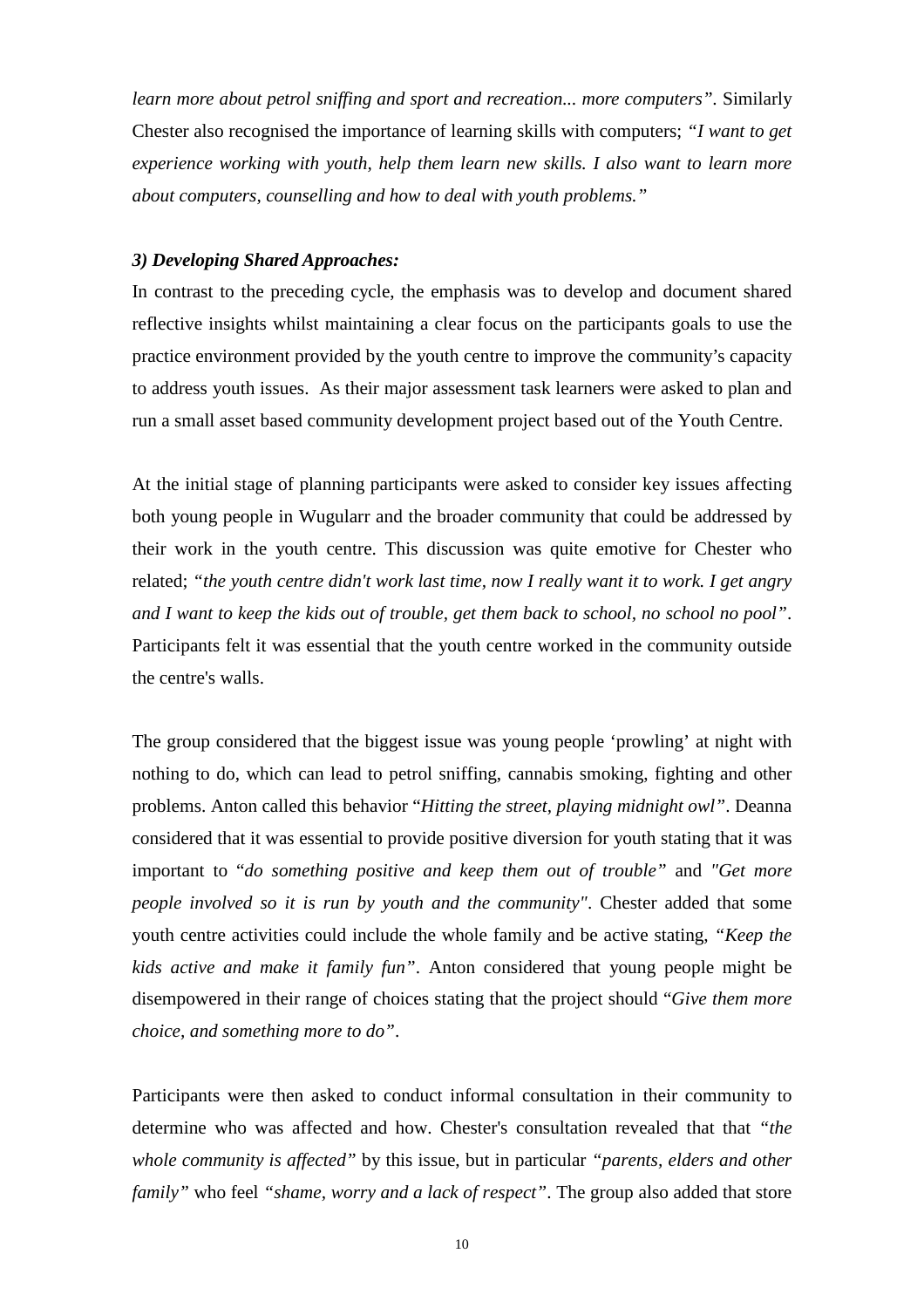*learn more about petrol sniffing and sport and recreation... more computers"*. Similarly Chester also recognised the importance of learning skills with computers; *"I want to get experience working with youth, help them learn new skills. I also want to learn more about computers, counselling and how to deal with youth problems."*

### *3) Developing Shared Approaches:*

In contrast to the preceding cycle, the emphasis was to develop and document shared reflective insights whilst maintaining a clear focus on the participants goals to use the practice environment provided by the youth centre to improve the community's capacity to address youth issues. As their major assessment task learners were asked to plan and run a small asset based community development project based out of the Youth Centre.

At the initial stage of planning participants were asked to consider key issues affecting both young people in Wugularr and the broader community that could be addressed by their work in the youth centre. This discussion was quite emotive for Chester who related; *"the youth centre didn't work last time, now I really want it to work. I get angry and I want to keep the kids out of trouble, get them back to school, no school no pool"*. Participants felt it was essential that the youth centre worked in the community outside the centre's walls.

The group considered that the biggest issue was young people 'prowling' at night with nothing to do, which can lead to petrol sniffing, cannabis smoking, fighting and other problems. Anton called this behavior "*Hitting the street, playing midnight owl"*. Deanna considered that it was essential to provide positive diversion for youth stating that it was important to "*do something positive and keep them out of trouble"* and *"Get more people involved so it is run by youth and the community"*. Chester added that some youth centre activities could include the whole family and be active stating, *"Keep the kids active and make it family fun"*. Anton considered that young people might be disempowered in their range of choices stating that the project should "*Give them more choice, and something more to do"*.

Participants were then asked to conduct informal consultation in their community to determine who was affected and how. Chester's consultation revealed that that *"the whole community is affected"* by this issue, but in particular *"parents, elders and other family"* who feel *"shame, worry and a lack of respect"*. The group also added that store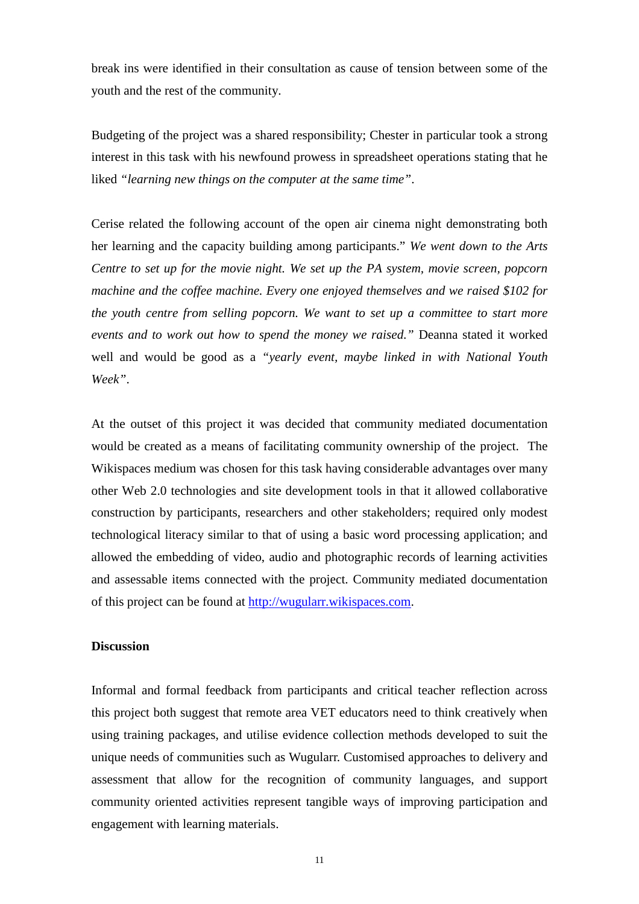break ins were identified in their consultation as cause of tension between some of the youth and the rest of the community.

Budgeting of the project was a shared responsibility; Chester in particular took a strong interest in this task with his newfound prowess in spreadsheet operations stating that he liked *"learning new things on the computer at the same time"*.

Cerise related the following account of the open air cinema night demonstrating both her learning and the capacity building among participants." *We went down to the Arts Centre to set up for the movie night. We set up the PA system, movie screen, popcorn machine and the coffee machine. Every one enjoyed themselves and we raised $102 for the youth centre from selling popcorn. We want to set up a committee to start more events and to work out how to spend the money we raised."* Deanna stated it worked well and would be good as a *"yearly event, maybe linked in with National Youth Week"*.

At the outset of this project it was decided that community mediated documentation would be created as a means of facilitating community ownership of the project. The Wikispaces medium was chosen for this task having considerable advantages over many other Web 2.0 technologies and site development tools in that it allowed collaborative construction by participants, researchers and other stakeholders; required only modest technological literacy similar to that of using a basic word processing application; and allowed the embedding of video, audio and photographic records of learning activities and assessable items connected with the project. Community mediated documentation of this project can be found at [http://wugularr.wikispaces.com](http://wugularr.wikispaces.com).

**Discussion**

Informal and formal feedback from participants and critical teacher reflection across this project both suggest that remote area VET educators need to think creatively when using training packages, and utilise evidence collection methods developed to suit the unique needs of communities such as Wugularr. Customised approaches to delivery and assessment that allow for the recognition of community languages, and support community oriented activities represent tangible ways of improving participation and engagement with learning materials.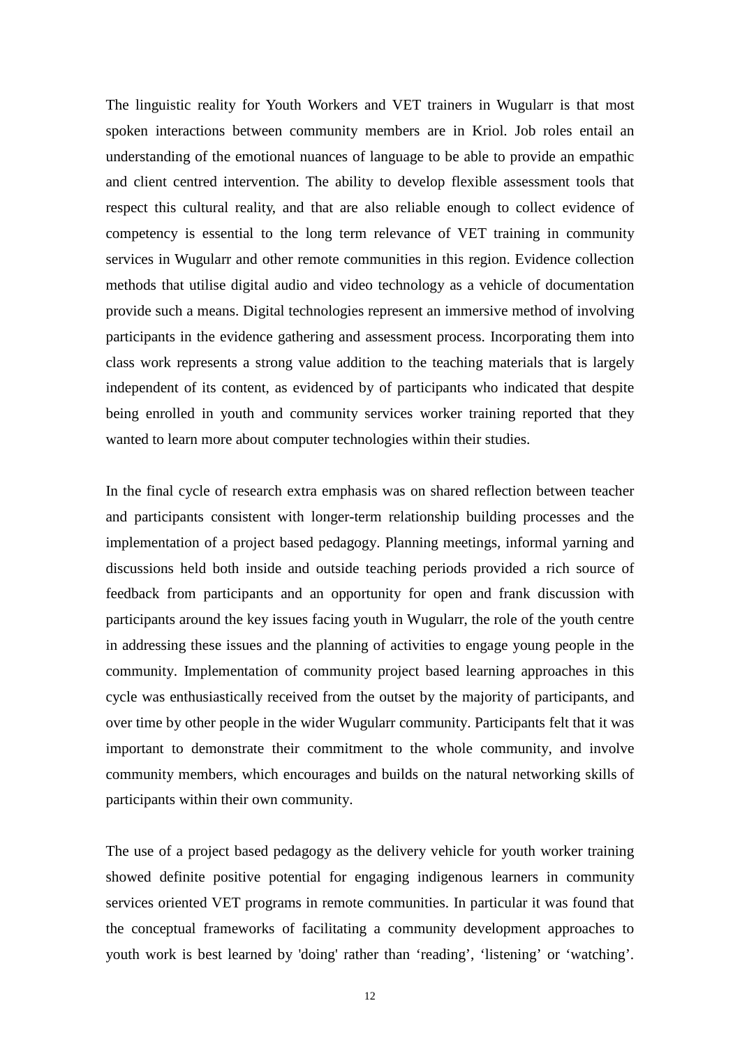The linguistic reality for Youth Workers and VET trainers in Wugularr is that most spoken interactions between community members are in Kriol. Job roles entail an understanding of the emotional nuances of language to be able to provide an empathic and client centred intervention. The ability to develop flexible assessment tools that respect this cultural reality, and that are also reliable enough to collect evidence of competency is essential to the long term relevance of VET training in community services in Wugularr and other remote communities in this region. Evidence collection methods that utilise digital audio and video technology as a vehicle of documentation provide such a means. Digital technologies represent an immersive method of involving participants in the evidence gathering and assessment process. Incorporating them into class work represents a strong value addition to the teaching materials that is largely independent of its content, as evidenced by of participants who indicated that despite being enrolled in youth and community services worker training reported that they wanted to learn more about computer technologies within their studies.

In the final cycle of research extra emphasis was on shared reflection between teacher and participants consistent with longer-term relationship building processes and the implementation of a project based pedagogy. Planning meetings, informal yarning and discussions held both inside and outside teaching periods provided a rich source of feedback from participants and an opportunity for open and frank discussion with participants around the key issues facing youth in Wugularr, the role of the youth centre in addressing these issues and the planning of activities to engage young people in the community. Implementation of community project based learning approaches in this cycle was enthusiastically received from the outset by the majority of participants, and over time by other people in the wider Wugularr community. Participants felt that it was important to demonstrate their commitment to the whole community, and involve community members, which encourages and builds on the natural networking skills of participants within their own community.

The use of a project based pedagogy as the delivery vehicle for youth worker training showed definite positive potential for engaging indigenous learners in community services oriented VET programs in remote communities. In particular it was found that the conceptual frameworks of facilitating a community development approaches to youth work is best learned by 'doing' rather than ‘reading’, ‘listening’ or ‘watching’.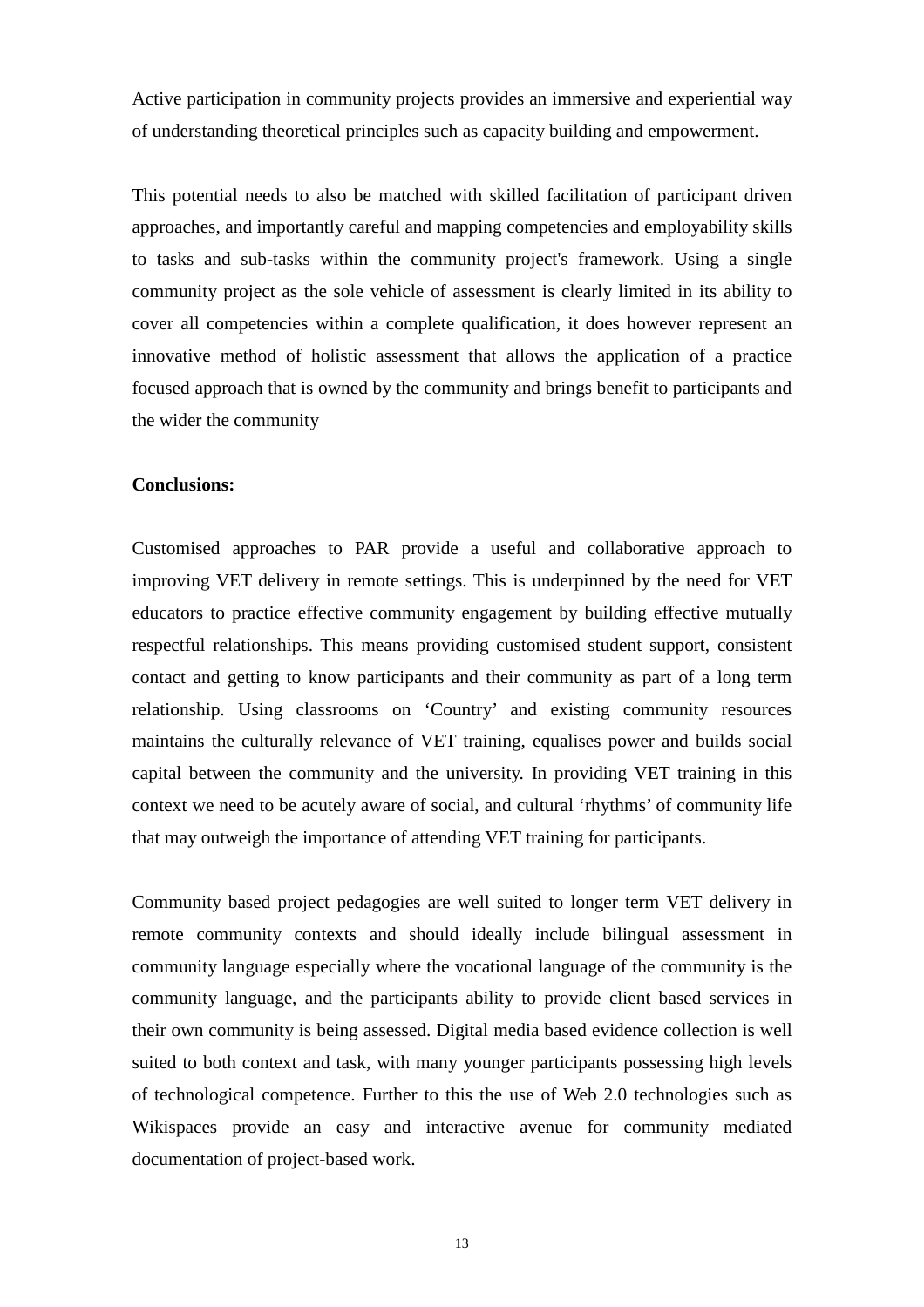Active participation in community projects provides an immersive and experiential way of understanding theoretical principles such as capacity building and empowerment.

This potential needs to also be matched with skilled facilitation of participant driven approaches, and importantly careful and mapping competencies and employability skills to tasks and sub-tasks within the community project's framework. Using a single community project as the sole vehicle of assessment is clearly limited in its ability to cover all competencies within a complete qualification, it does however represent an innovative method of holistic assessment that allows the application of a practice focused approach that is owned by the community and brings benefit to participants and the wider the community

**Conclusions:**

Customised approaches to PAR provide a useful and collaborative approach to improving VET delivery in remote settings. This is underpinned by the need for VET educators to practice effective community engagement by building effective mutually respectful relationships. This means providing customised student support, consistent contact and getting to know participants and their community as part of a long term relationship. Using classrooms on 'Country' and existing community resources maintains the culturally relevance of VET training, equalises power and builds social capital between the community and the university. In providing VET training in this context we need to be acutely aware of social, and cultural 'rhythms' of community life that may outweigh the importance of attending VET training for participants.

Community based project pedagogies are well suited to longer term VET delivery in remote community contexts and should ideally include bilingual assessment in community language especially where the vocational language of the community is the community language, and the participants ability to provide client based services in their own community is being assessed. Digital media based evidence collection is well suited to both context and task, with many younger participants possessing high levels of technological competence. Further to this the use of Web 2.0 technologies such as Wikispaces provide an easy and interactive avenue for community mediated documentation of project-based work.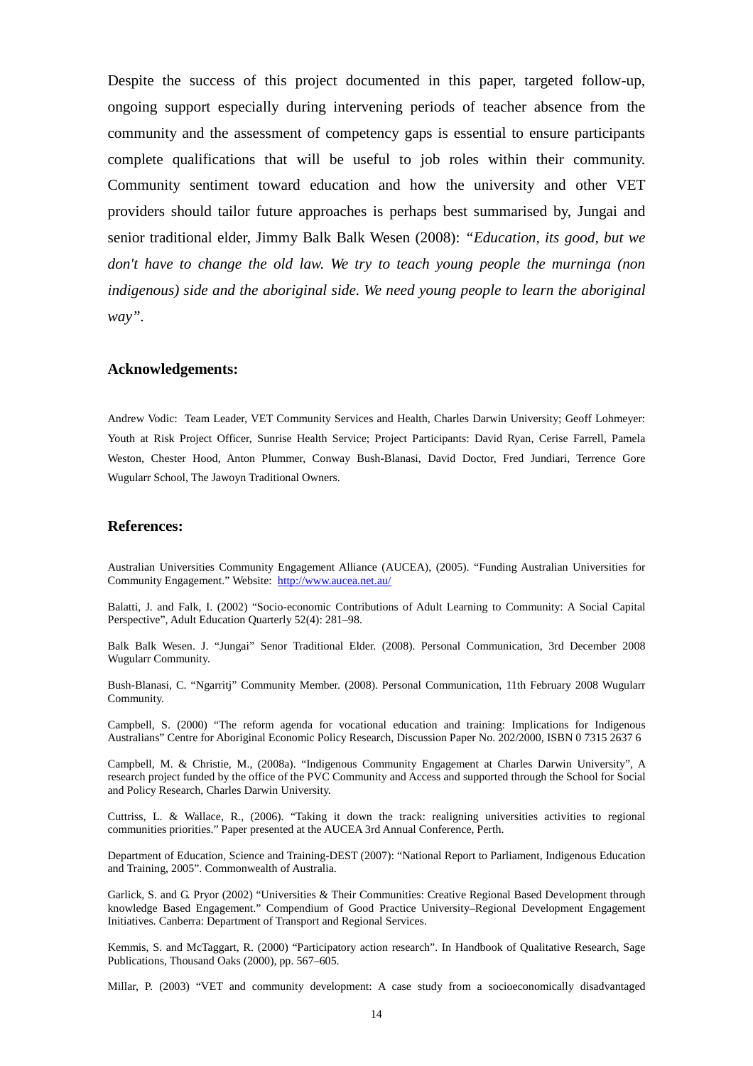Despite the success of this project documented in this paper, targeted follow-up, ongoing support especially during intervening periods of teacher absence from the community and the assessment of competency gaps is essential to ensure participants complete qualifications that will be useful to job roles within their community. Community sentiment toward education and how the university and other VET providers should tailor future approaches is perhaps best summarised by, Jungai and senior traditional elder, Jimmy Balk Balk Wesen (2008): *"Education, its good, but we don't have to change the old law. We try to teach young people the murninga (non indigenous) side and the aboriginal side. We need young people to learn the aboriginal way".*

### Acknowledgements:

Andrew Vodic: Team Leader, VET Community Services and Health, Charles Darwin University; Geoff Lohmeyer: Youth at Risk Project Officer, Sunrise Health Service; Project Participants: David Ryan, Cerise Farrell, Pamela Weston, Chester Hood, Anton Plummer, Conway Bush-Blanasi, David Doctor, Fred Jundiari, Terrence Gore Wugularr School, The Jawoyn Traditional Owners.

### References:

Australian Universities Community Engagement Alliance (AUCEA), (2005). "Funding Australian Universities for Community Engagement." Website: http://www.aucea.net.au/

Balatti, J. and Falk, I. (2002) "Socio-economic Contributions of Adult Learning to Community: A Social Capital Perspective", Adult Education Quarterly 52(4): 281–98.

Balk Balk Wesen. J. "Jungai" Senor Traditional Elder. (2008). Personal Communication, 3rd December 2008 Wugularr Community.

Bush-Blanasi, C. "Ngarritj" Community Member. (2008). Personal Communication, 11th February 2008 Wugularr Community.

Campbell, S. (2000) "The reform agenda for vocational education and training: Implications for Indigenous Australians" Centre for Aboriginal Economic Policy Research, Discussion Paper No. 202/2000, ISBN 0 7315 2637 6

Campbell, M. & Christie, M., (2008a). "Indigenous Community Engagement at Charles Darwin University", A research project funded by the office of the PVC Community and Access and supported through the School for Social and Policy Research, Charles Darwin University.

Cuttriss, L. & Wallace, R., (2006). "Taking it down the track: realigning universities activities to regional communities priorities." Paper presented at the AUCEA 3rd Annual Conference, Perth.

Department of Education, Science and Training-DEST (2007): "National Report to Parliament, Indigenous Education and Training, 2005". Commonwealth of Australia.

Garlick, S. and G. Pryor (2002) "Universities & Their Communities: Creative Regional Based Development through knowledge Based Engagement." Compendium of Good Practice University–Regional Development Engagement Initiatives. Canberra: Department of Transport and Regional Services.

Kemmis, S. and McTaggart, R. (2000) "Participatory action research". In Handbook of Qualitative Research, Sage Publications, Thousand Oaks (2000), pp. 567–605.

Millar, P. (2003) "VET and community development: A case study from a socioeconomically disadvantaged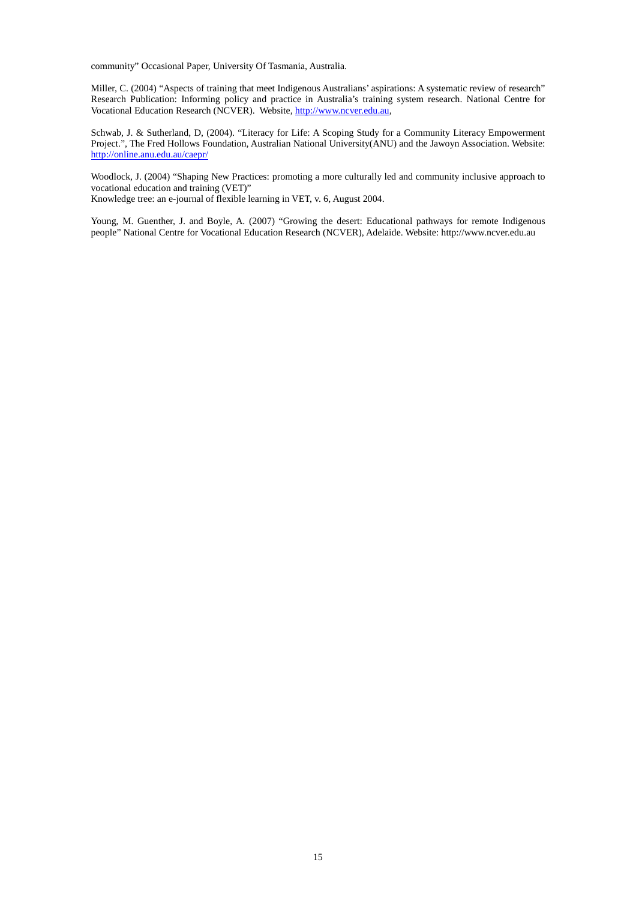community" Occasional Paper, University Of Tasmania, Australia.

Miller, C. (2004) "Aspects of training that meet Indigenous Australians' aspirations: A systematic review of research" Research Publication: Informing policy and practice in Australia's training system research. National Centre for Vocational Education Research (NCVER). Website, http://www.ncver.edu.au,

Schwab, J. & Sutherland, D, (2004). "Literacy for Life: A Scoping Study for a Community Literacy Empowerment Project.", The Fred Hollows Foundation, Australian National University(ANU) and the Jawoyn Association. Website: http://online.anu.edu.au/caepr/

Woodlock, J. (2004) "Shaping New Practices: promoting a more culturally led and community inclusive approach to vocational education and training (VET)"
Knowledge tree: an e-journal of flexible learning in VET, v. 6, August 2004.

Young, M. Guenther, J. and Boyle, A. (2007) "Growing the desert: Educational pathways for remote Indigenous people" National Centre for Vocational Education Research (NCVER), Adelaide. Website: http://www.ncver.edu.au